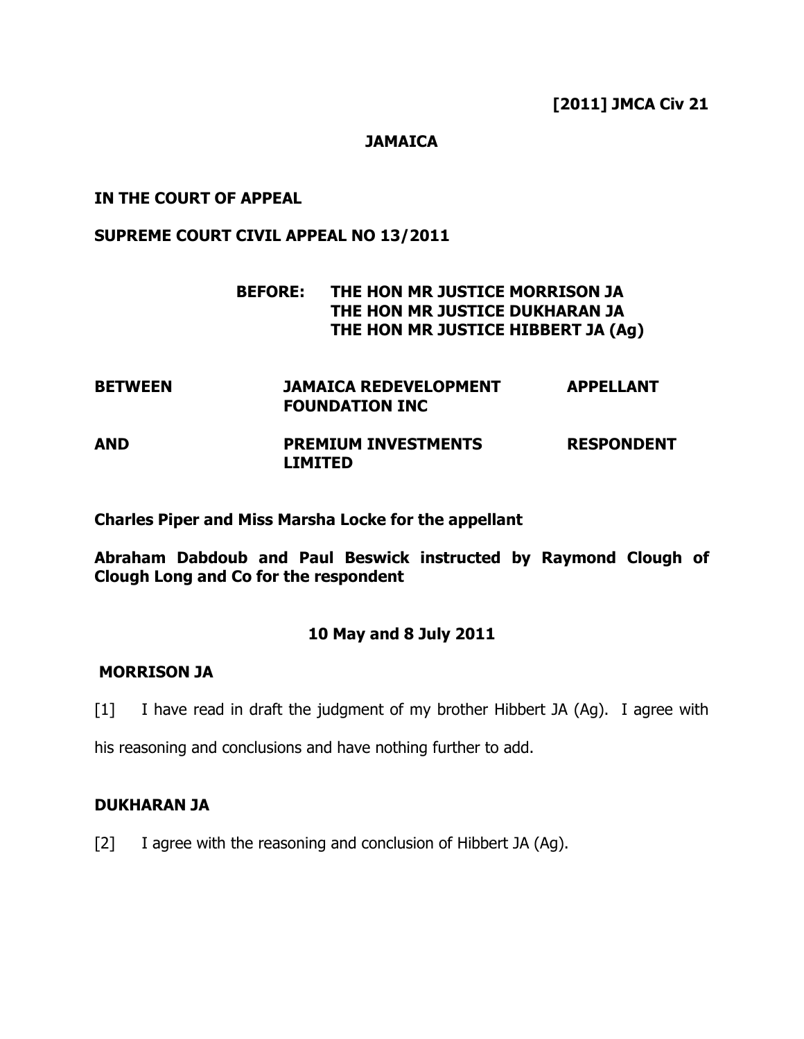**[2011] JMCA Civ 21**

**JAMAICA**

**IN THE COURT OF APPEAL**

**SUPREME COURT CIVIL APPEAL NO 13/2011**

**BEFORE: THE HON MR JUSTICE MORRISON JA**
**THE HON MR JUSTICE DUKHARAN JA**
**THE HON MR JUSTICE HIBBERT JA (Ag)**

| | | |
|---|---|---|
| **BETWEEN** | **JAMAICA REDEVELOPMENT FOUNDATION INC** | **APPELLANT** |
| **AND** | **PREMIUM INVESTMENTS LIMITED** | **RESPONDENT** |

**Charles Piper and Miss Marsha Locke for the appellant**

**Abraham Dabdoub and Paul Beswick instructed by Raymond Clough of Clough Long and Co for the respondent**

**10 May and 8 July 2011**

## MORRISON JA

[1] I have read in draft the judgment of my brother Hibbert JA (Ag). I agree with his reasoning and conclusions and have nothing further to add.

## DUKHARAN JA

[2] I agree with the reasoning and conclusion of Hibbert JA (Ag).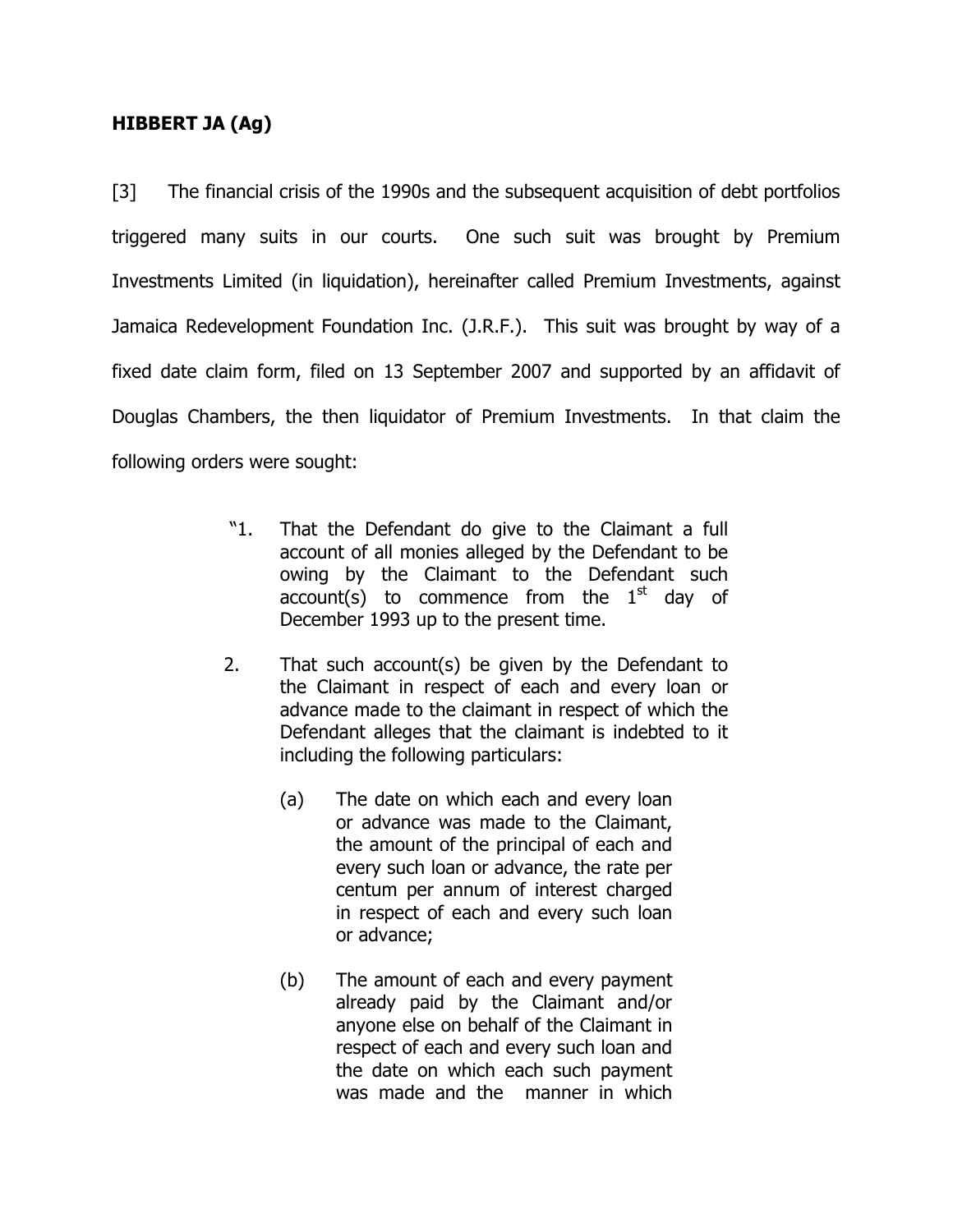**HIBBERT JA (Ag)**

[3] The financial crisis of the 1990s and the subsequent acquisition of debt portfolios triggered many suits in our courts. One such suit was brought by Premium Investments Limited (in liquidation), hereinafter called Premium Investments, against Jamaica Redevelopment Foundation Inc. (J.R.F.). This suit was brought by way of a fixed date claim form, filed on 13 September 2007 and supported by an affidavit of Douglas Chambers, the then liquidator of Premium Investments. In that claim the following orders were sought:

> "1. That the Defendant do give to the Claimant a full account of all monies alleged by the Defendant to be owing by the Claimant to the Defendant such account(s) to commence from the 1st day of December 1993 up to the present time.
>
> 2. That such account(s) be given by the Defendant to the Claimant in respect of each and every loan or advance made to the claimant in respect of which the Defendant alleges that the claimant is indebted to it including the following particulars:
>
> (a) The date on which each and every loan or advance was made to the Claimant, the amount of the principal of each and every such loan or advance, the rate per centum per annum of interest charged in respect of each and every such loan or advance;
>
> (b) The amount of each and every payment already paid by the Claimant and/or anyone else on behalf of the Claimant in respect of each and every such loan and the date on which each such payment was made and the manner in which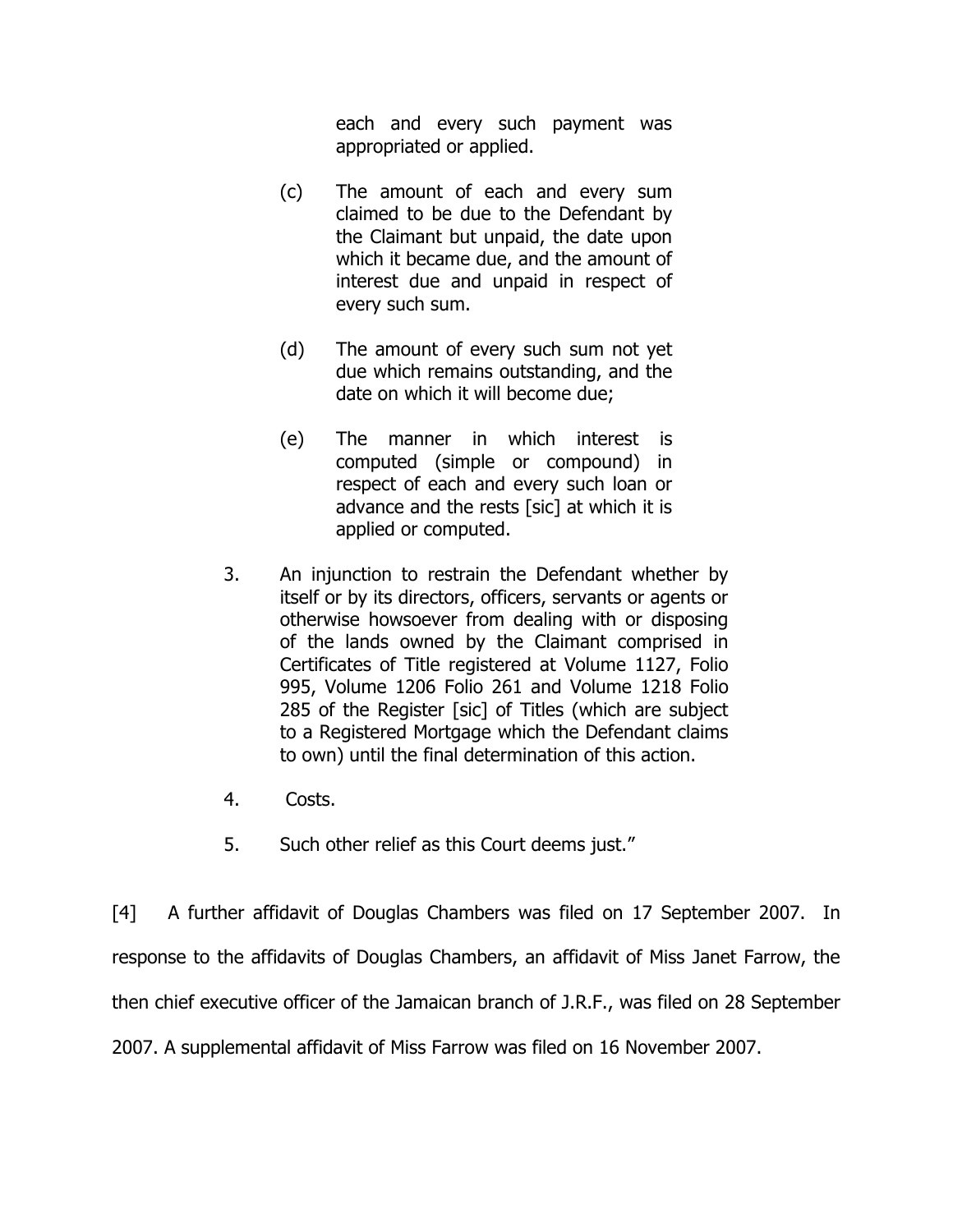each and every such payment was appropriated or applied.

(c) The amount of each and every sum claimed to be due to the Defendant by the Claimant but unpaid, the date upon which it became due, and the amount of interest due and unpaid in respect of every such sum.

(d) The amount of every such sum not yet due which remains outstanding, and the date on which it will become due;

(e) The manner in which interest is computed (simple or compound) in respect of each and every such loan or advance and the rests [sic] at which it is applied or computed.

3. An injunction to restrain the Defendant whether by itself or by its directors, officers, servants or agents or otherwise howsoever from dealing with or disposing of the lands owned by the Claimant comprised in Certificates of Title registered at Volume 1127, Folio 995, Volume 1206 Folio 261 and Volume 1218 Folio 285 of the Register [sic] of Titles (which are subject to a Registered Mortgage which the Defendant claims to own) until the final determination of this action.

4. Costs.

5. Such other relief as this Court deems just."

[4] A further affidavit of Douglas Chambers was filed on 17 September 2007. In response to the affidavits of Douglas Chambers, an affidavit of Miss Janet Farrow, the then chief executive officer of the Jamaican branch of J.R.F., was filed on 28 September 2007. A supplemental affidavit of Miss Farrow was filed on 16 November 2007.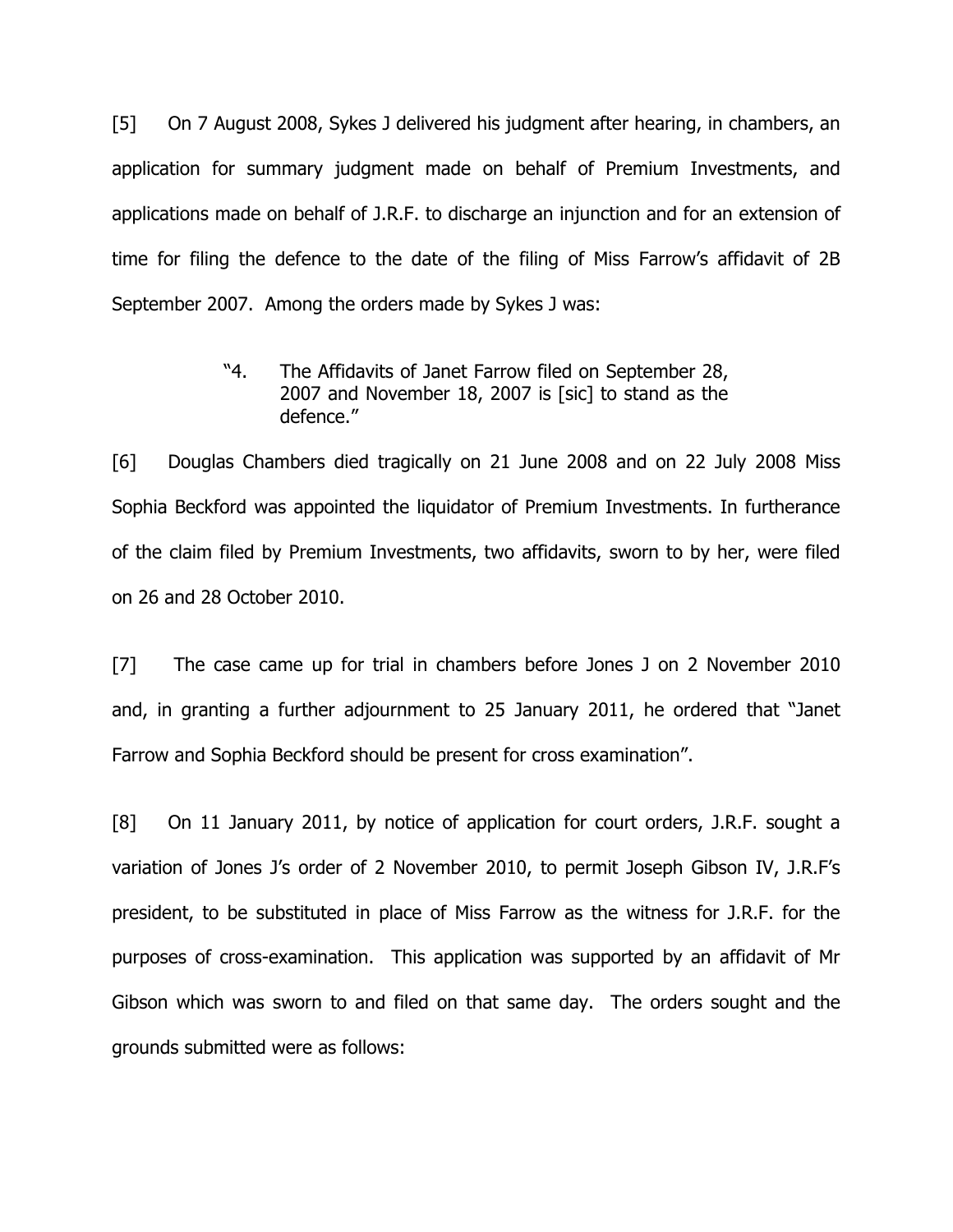[5] On 7 August 2008, Sykes J delivered his judgment after hearing, in chambers, an application for summary judgment made on behalf of Premium Investments, and applications made on behalf of J.R.F. to discharge an injunction and for an extension of time for filing the defence to the date of the filing of Miss Farrow's affidavit of 2B September 2007. Among the orders made by Sykes J was:

> "4. The Affidavits of Janet Farrow filed on September 28, 2007 and November 18, 2007 is [sic] to stand as the defence."

[6] Douglas Chambers died tragically on 21 June 2008 and on 22 July 2008 Miss Sophia Beckford was appointed the liquidator of Premium Investments. In furtherance of the claim filed by Premium Investments, two affidavits, sworn to by her, were filed on 26 and 28 October 2010.

[7] The case came up for trial in chambers before Jones J on 2 November 2010 and, in granting a further adjournment to 25 January 2011, he ordered that "Janet Farrow and Sophia Beckford should be present for cross examination".

[8] On 11 January 2011, by notice of application for court orders, J.R.F. sought a variation of Jones J's order of 2 November 2010, to permit Joseph Gibson IV, J.R.F's president, to be substituted in place of Miss Farrow as the witness for J.R.F. for the purposes of cross-examination. This application was supported by an affidavit of Mr Gibson which was sworn to and filed on that same day. The orders sought and the grounds submitted were as follows: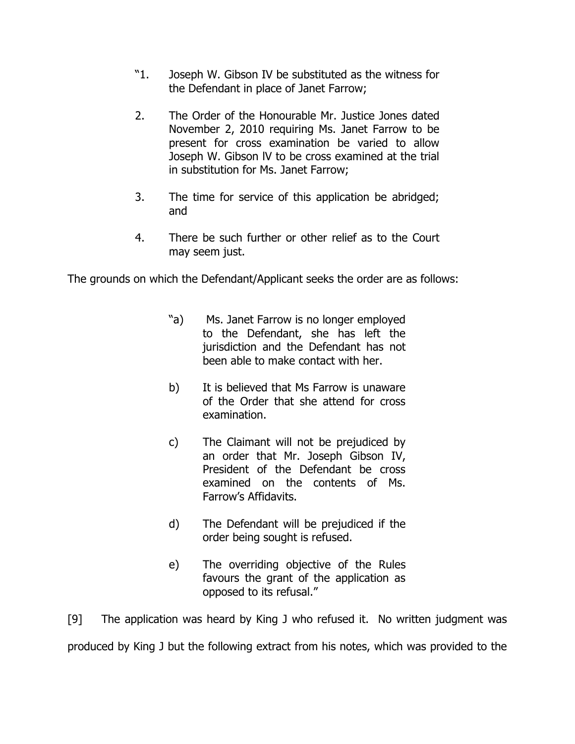> "1. Joseph W. Gibson IV be substituted as the witness for the Defendant in place of Janet Farrow;
>
> 2. The Order of the Honourable Mr. Justice Jones dated November 2, 2010 requiring Ms. Janet Farrow to be present for cross examination be varied to allow Joseph W. Gibson lV to be cross examined at the trial in substitution for Ms. Janet Farrow;
>
> 3. The time for service of this application be abridged; and
>
> 4. There be such further or other relief as to the Court may seem just.

The grounds on which the Defendant/Applicant seeks the order are as follows:

> "a) Ms. Janet Farrow is no longer employed to the Defendant, she has left the jurisdiction and the Defendant has not been able to make contact with her.
>
> b) It is believed that Ms Farrow is unaware of the Order that she attend for cross examination.
>
> c) The Claimant will not be prejudiced by an order that Mr. Joseph Gibson IV, President of the Defendant be cross examined on the contents of Ms. Farrow's Affidavits.
>
> d) The Defendant will be prejudiced if the order being sought is refused.
>
> e) The overriding objective of the Rules favours the grant of the application as opposed to its refusal."

[9] The application was heard by King J who refused it. No written judgment was produced by King J but the following extract from his notes, which was provided to the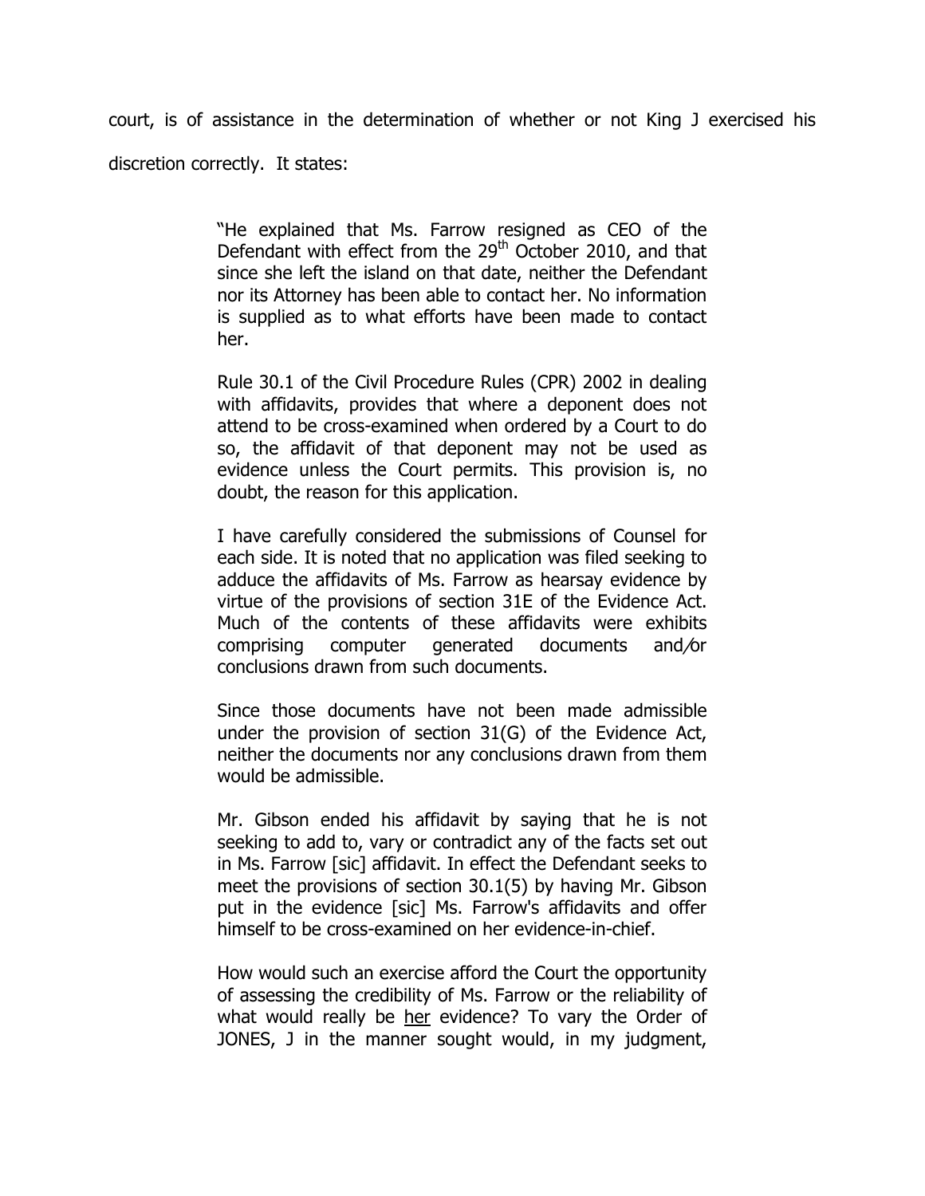court, is of assistance in the determination of whether or not King J exercised his discretion correctly. It states:

> "He explained that Ms. Farrow resigned as CEO of the Defendant with effect from the 29th October 2010, and that since she left the island on that date, neither the Defendant nor its Attorney has been able to contact her. No information is supplied as to what efforts have been made to contact her.
>
> Rule 30.1 of the Civil Procedure Rules (CPR) 2002 in dealing with affidavits, provides that where a deponent does not attend to be cross-examined when ordered by a Court to do so, the affidavit of that deponent may not be used as evidence unless the Court permits. This provision is, no doubt, the reason for this application.
>
> I have carefully considered the submissions of Counsel for each side. It is noted that no application was filed seeking to adduce the affidavits of Ms. Farrow as hearsay evidence by virtue of the provisions of section 31E of the Evidence Act. Much of the contents of these affidavits were exhibits comprising computer generated documents and/or conclusions drawn from such documents.
>
> Since those documents have not been made admissible under the provision of section 31(G) of the Evidence Act, neither the documents nor any conclusions drawn from them would be admissible.
>
> Mr. Gibson ended his affidavit by saying that he is not seeking to add to, vary or contradict any of the facts set out in Ms. Farrow [sic] affidavit. In effect the Defendant seeks to meet the provisions of section 30.1(5) by having Mr. Gibson put in the evidence [sic] Ms. Farrow's affidavits and offer himself to be cross-examined on her evidence-in-chief.
>
> How would such an exercise afford the Court the opportunity of assessing the credibility of Ms. Farrow or the reliability of what would really be <u>her</u> evidence? To vary the Order of JONES, J in the manner sought would, in my judgment,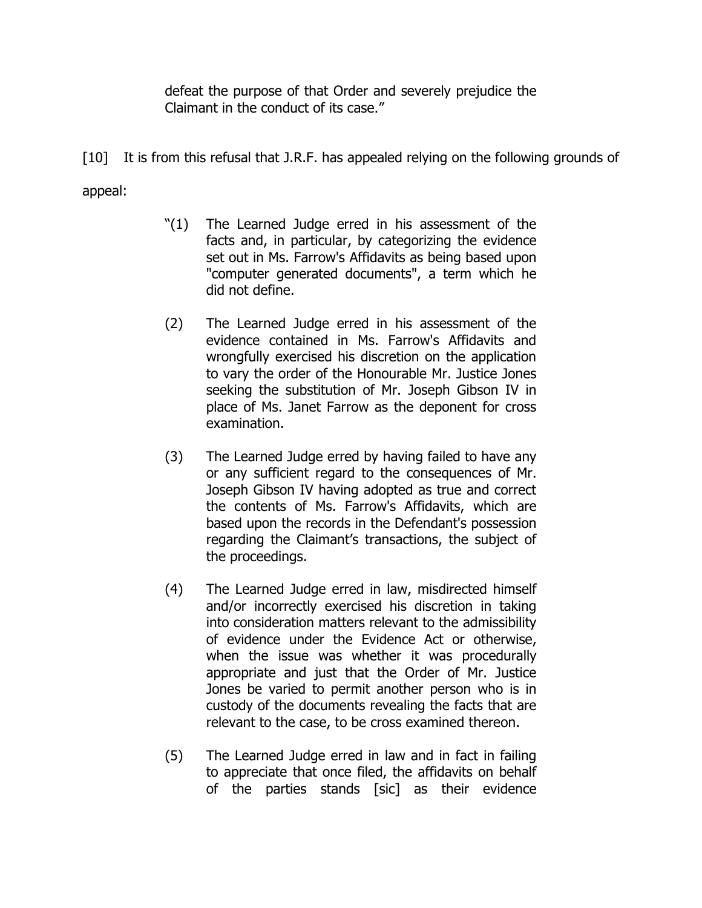> defeat the purpose of that Order and severely prejudice the Claimant in the conduct of its case."

[10] It is from this refusal that J.R.F. has appealed relying on the following grounds of appeal:

> "(1) The Learned Judge erred in his assessment of the facts and, in particular, by categorizing the evidence set out in Ms. Farrow's Affidavits as being based upon "computer generated documents", a term which he did not define.
>
> (2) The Learned Judge erred in his assessment of the evidence contained in Ms. Farrow's Affidavits and wrongfully exercised his discretion on the application to vary the order of the Honourable Mr. Justice Jones seeking the substitution of Mr. Joseph Gibson IV in place of Ms. Janet Farrow as the deponent for cross examination.
>
> (3) The Learned Judge erred by having failed to have any or any sufficient regard to the consequences of Mr. Joseph Gibson IV having adopted as true and correct the contents of Ms. Farrow's Affidavits, which are based upon the records in the Defendant's possession regarding the Claimant's transactions, the subject of the proceedings.
>
> (4) The Learned Judge erred in law, misdirected himself and/or incorrectly exercised his discretion in taking into consideration matters relevant to the admissibility of evidence under the Evidence Act or otherwise, when the issue was whether it was procedurally appropriate and just that the Order of Mr. Justice Jones be varied to permit another person who is in custody of the documents revealing the facts that are relevant to the case, to be cross examined thereon.
>
> (5) The Learned Judge erred in law and in fact in failing to appreciate that once filed, the affidavits on behalf of the parties stands [sic] as their evidence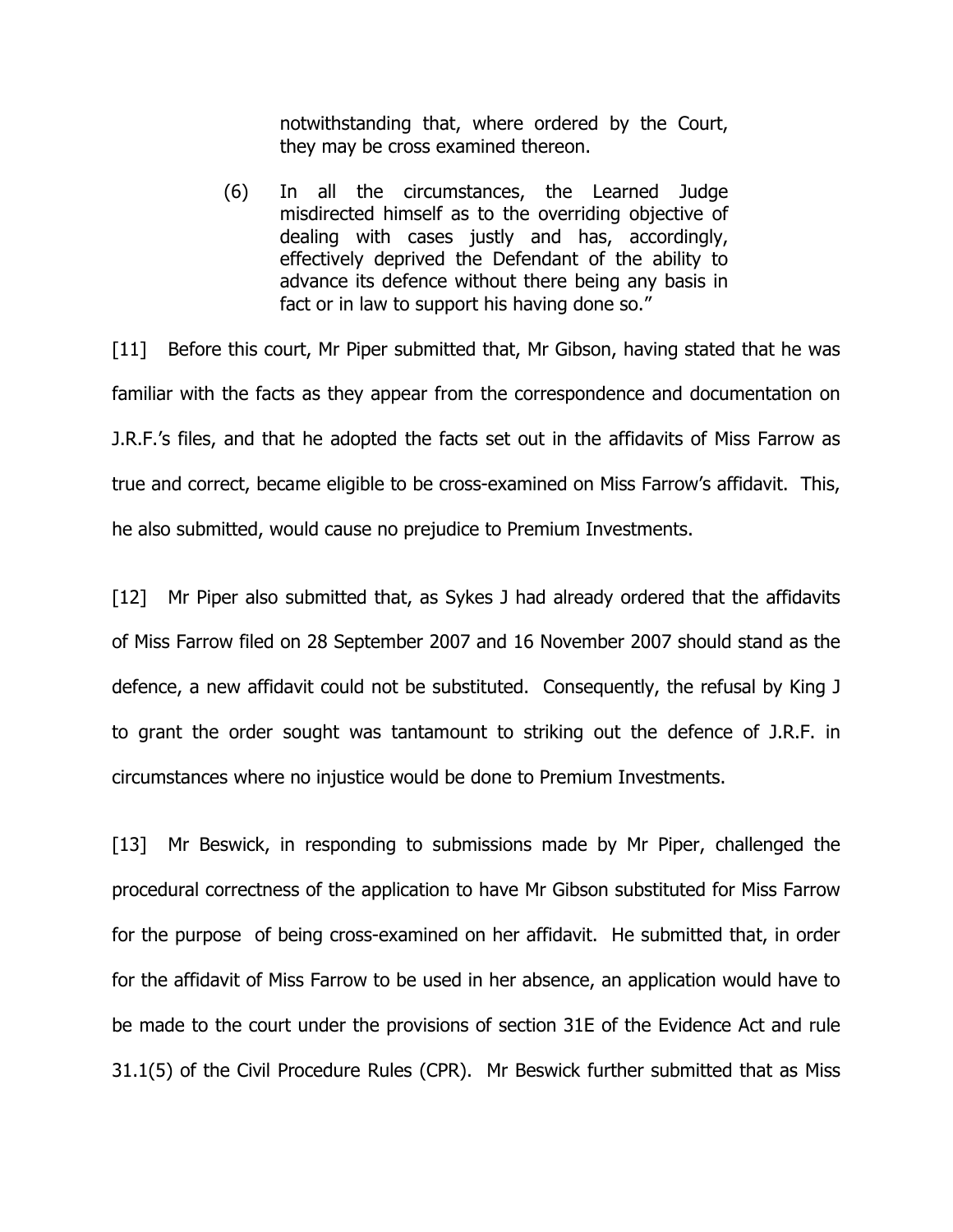> notwithstanding that, where ordered by the Court, they may be cross examined thereon.
>
> (6) In all the circumstances, the Learned Judge misdirected himself as to the overriding objective of dealing with cases justly and has, accordingly, effectively deprived the Defendant of the ability to advance its defence without there being any basis in fact or in law to support his having done so."

[11] Before this court, Mr Piper submitted that, Mr Gibson, having stated that he was familiar with the facts as they appear from the correspondence and documentation on J.R.F.'s files, and that he adopted the facts set out in the affidavits of Miss Farrow as true and correct, became eligible to be cross-examined on Miss Farrow's affidavit. This, he also submitted, would cause no prejudice to Premium Investments.

[12] Mr Piper also submitted that, as Sykes J had already ordered that the affidavits of Miss Farrow filed on 28 September 2007 and 16 November 2007 should stand as the defence, a new affidavit could not be substituted. Consequently, the refusal by King J to grant the order sought was tantamount to striking out the defence of J.R.F. in circumstances where no injustice would be done to Premium Investments.

[13] Mr Beswick, in responding to submissions made by Mr Piper, challenged the procedural correctness of the application to have Mr Gibson substituted for Miss Farrow for the purpose of being cross-examined on her affidavit. He submitted that, in order for the affidavit of Miss Farrow to be used in her absence, an application would have to be made to the court under the provisions of section 31E of the Evidence Act and rule 31.1(5) of the Civil Procedure Rules (CPR). Mr Beswick further submitted that as Miss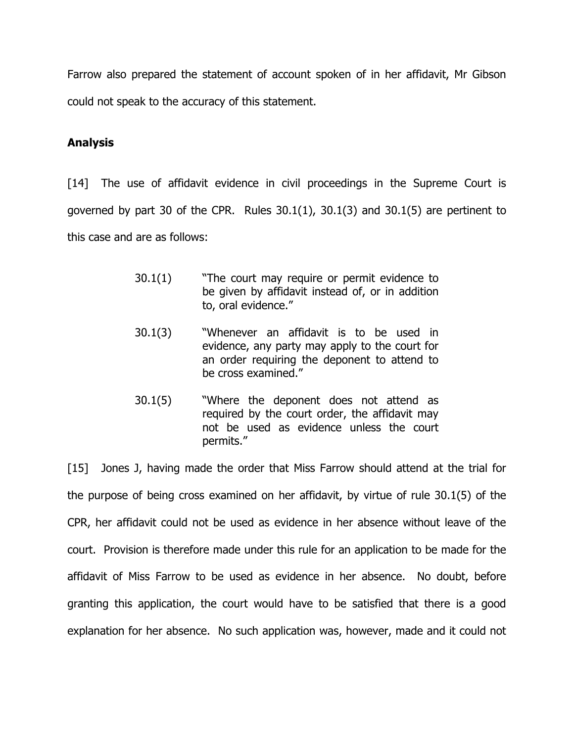Farrow also prepared the statement of account spoken of in her affidavit, Mr Gibson could not speak to the accuracy of this statement.

## Analysis

[14] The use of affidavit evidence in civil proceedings in the Supreme Court is governed by part 30 of the CPR. Rules 30.1(1), 30.1(3) and 30.1(5) are pertinent to this case and are as follows:

> 30.1(1) "The court may require or permit evidence to be given by affidavit instead of, or in addition to, oral evidence."
>
> 30.1(3) "Whenever an affidavit is to be used in evidence, any party may apply to the court for an order requiring the deponent to attend to be cross examined."
>
> 30.1(5) "Where the deponent does not attend as required by the court order, the affidavit may not be used as evidence unless the court permits."

[15] Jones J, having made the order that Miss Farrow should attend at the trial for the purpose of being cross examined on her affidavit, by virtue of rule 30.1(5) of the CPR, her affidavit could not be used as evidence in her absence without leave of the court. Provision is therefore made under this rule for an application to be made for the affidavit of Miss Farrow to be used as evidence in her absence. No doubt, before granting this application, the court would have to be satisfied that there is a good explanation for her absence. No such application was, however, made and it could not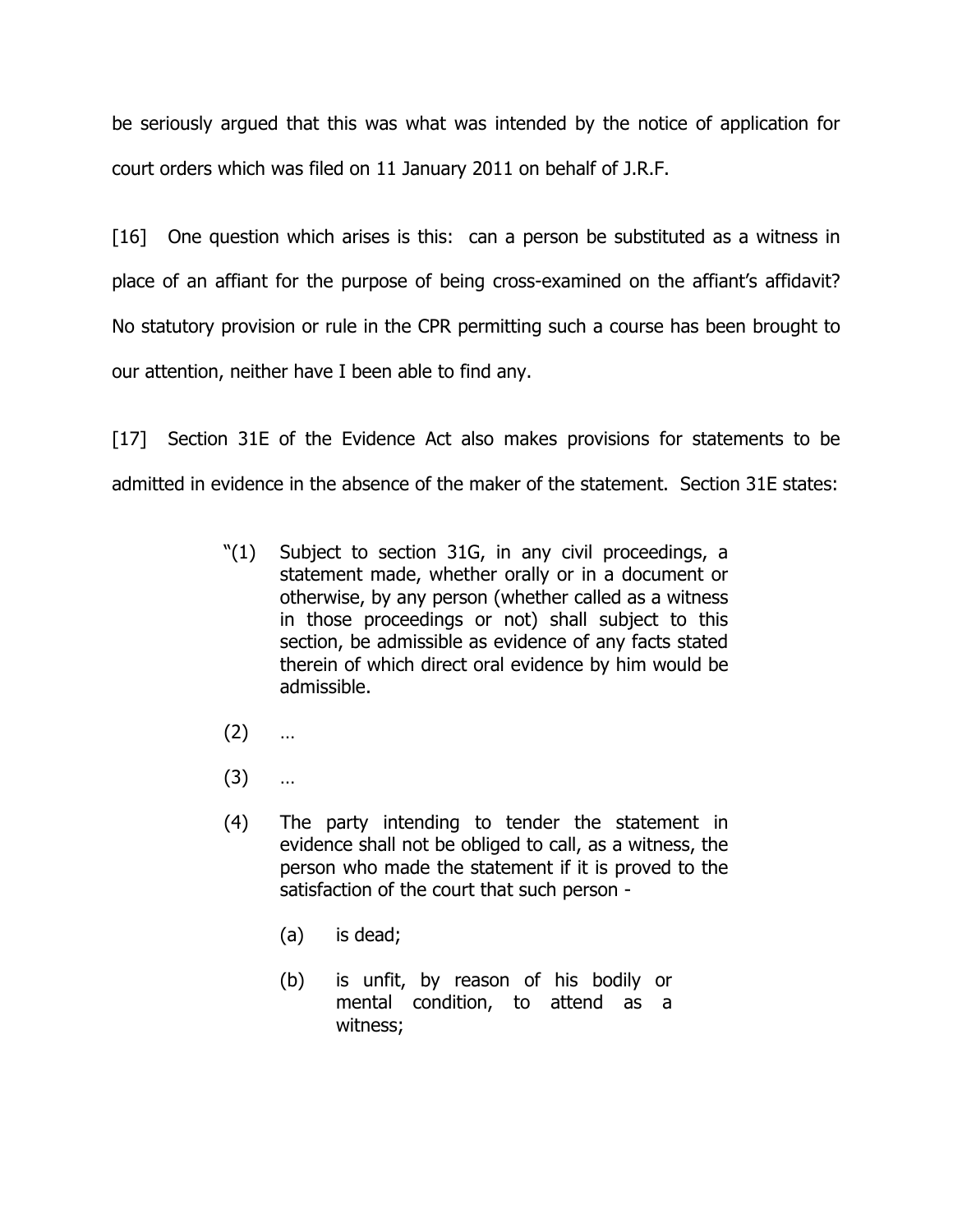be seriously argued that this was what was intended by the notice of application for court orders which was filed on 11 January 2011 on behalf of J.R.F.

[16] One question which arises is this: can a person be substituted as a witness in place of an affiant for the purpose of being cross-examined on the affiant's affidavit? No statutory provision or rule in the CPR permitting such a course has been brought to our attention, neither have I been able to find any.

[17] Section 31E of the Evidence Act also makes provisions for statements to be admitted in evidence in the absence of the maker of the statement. Section 31E states:

> "(1) Subject to section 31G, in any civil proceedings, a statement made, whether orally or in a document or otherwise, by any person (whether called as a witness in those proceedings or not) shall subject to this section, be admissible as evidence of any facts stated therein of which direct oral evidence by him would be admissible.
>
> (2) …
>
> (3) …
>
> (4) The party intending to tender the statement in evidence shall not be obliged to call, as a witness, the person who made the statement if it is proved to the satisfaction of the court that such person -
>
> (a) is dead;
>
> (b) is unfit, by reason of his bodily or mental condition, to attend as a witness;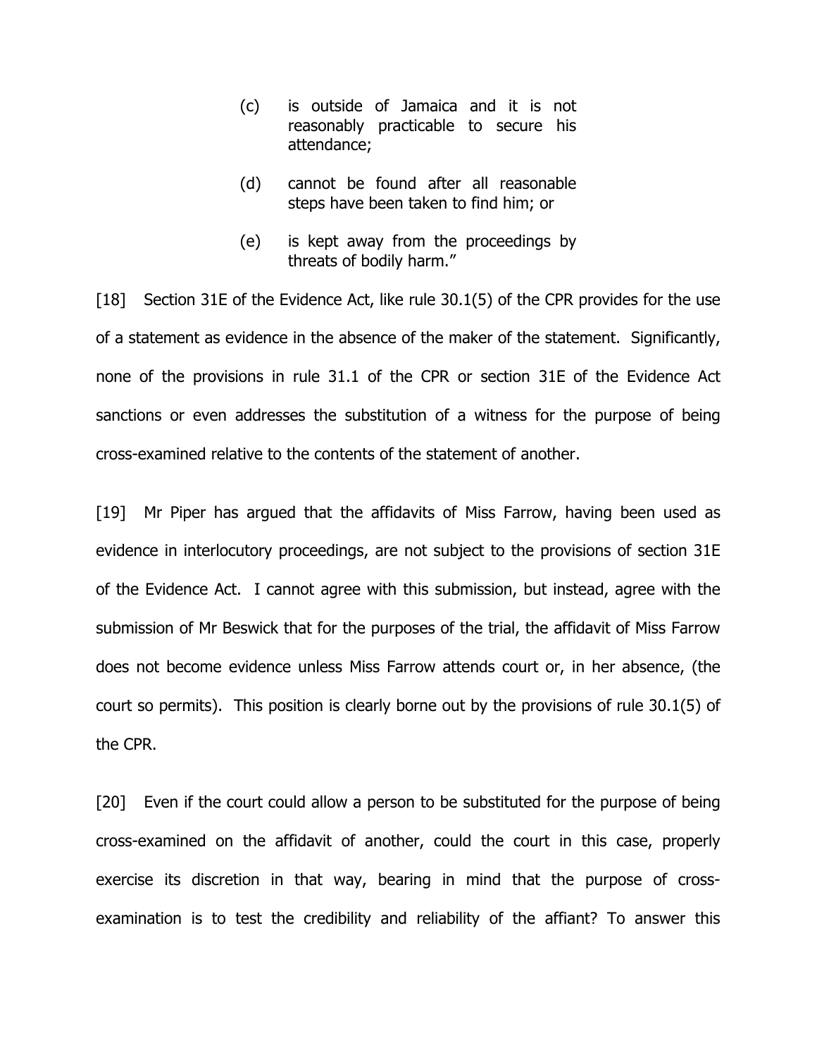> (c) is outside of Jamaica and it is not reasonably practicable to secure his attendance;
>
> (d) cannot be found after all reasonable steps have been taken to find him; or
>
> (e) is kept away from the proceedings by threats of bodily harm."

[18] Section 31E of the Evidence Act, like rule 30.1(5) of the CPR provides for the use of a statement as evidence in the absence of the maker of the statement. Significantly, none of the provisions in rule 31.1 of the CPR or section 31E of the Evidence Act sanctions or even addresses the substitution of a witness for the purpose of being cross-examined relative to the contents of the statement of another.

[19] Mr Piper has argued that the affidavits of Miss Farrow, having been used as evidence in interlocutory proceedings, are not subject to the provisions of section 31E of the Evidence Act. I cannot agree with this submission, but instead, agree with the submission of Mr Beswick that for the purposes of the trial, the affidavit of Miss Farrow does not become evidence unless Miss Farrow attends court or, in her absence, (the court so permits). This position is clearly borne out by the provisions of rule 30.1(5) of the CPR.

[20] Even if the court could allow a person to be substituted for the purpose of being cross-examined on the affidavit of another, could the court in this case, properly exercise its discretion in that way, bearing in mind that the purpose of cross-examination is to test the credibility and reliability of the affiant? To answer this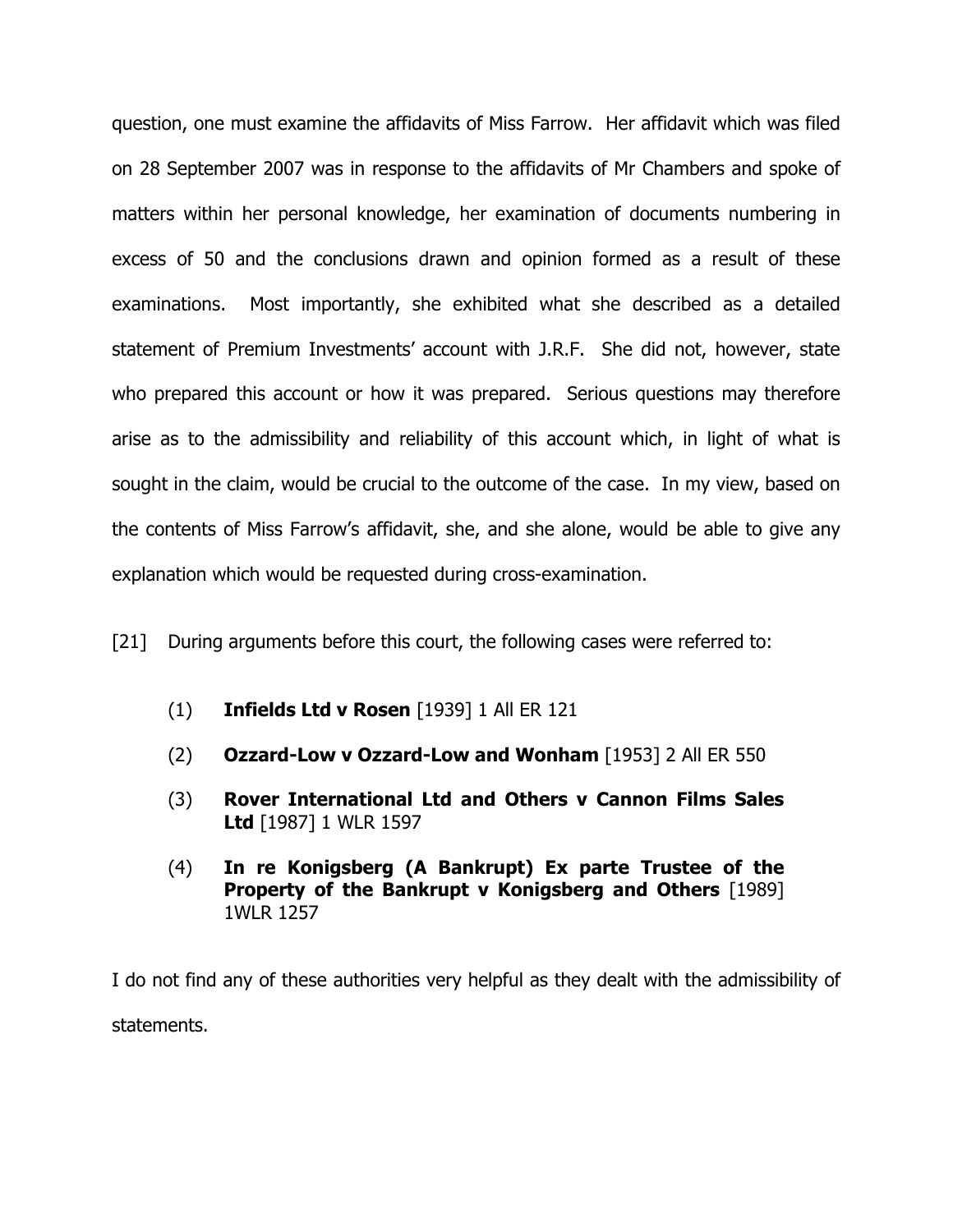question, one must examine the affidavits of Miss Farrow. Her affidavit which was filed on 28 September 2007 was in response to the affidavits of Mr Chambers and spoke of matters within her personal knowledge, her examination of documents numbering in excess of 50 and the conclusions drawn and opinion formed as a result of these examinations. Most importantly, she exhibited what she described as a detailed statement of Premium Investments' account with J.R.F. She did not, however, state who prepared this account or how it was prepared. Serious questions may therefore arise as to the admissibility and reliability of this account which, in light of what is sought in the claim, would be crucial to the outcome of the case. In my view, based on the contents of Miss Farrow's affidavit, she, and she alone, would be able to give any explanation which would be requested during cross-examination.

[21] During arguments before this court, the following cases were referred to:

(1) **Infields Ltd v Rosen** [1939] 1 All ER 121

(2) **Ozzard-Low v Ozzard-Low and Wonham** [1953] 2 All ER 550

(3) **Rover International Ltd and Others v Cannon Films Sales Ltd** [1987] 1 WLR 1597

(4) **In re Konigsberg (A Bankrupt) Ex parte Trustee of the Property of the Bankrupt v Konigsberg and Others** [1989] 1WLR 1257

I do not find any of these authorities very helpful as they dealt with the admissibility of statements.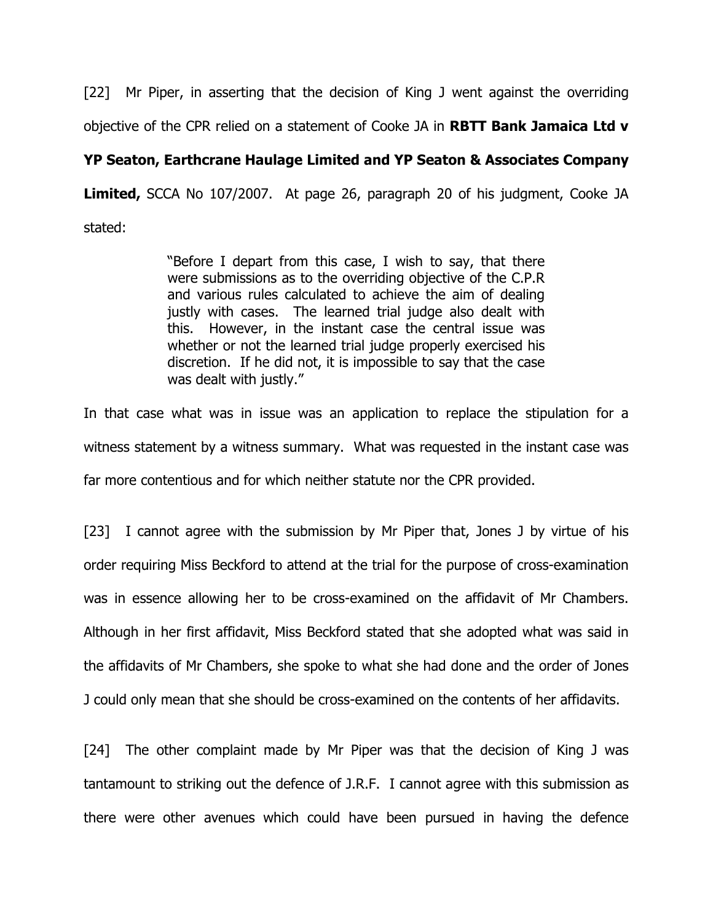[22] Mr Piper, in asserting that the decision of King J went against the overriding objective of the CPR relied on a statement of Cooke JA in **RBTT Bank Jamaica Ltd v YP Seaton, Earthcrane Haulage Limited and YP Seaton & Associates Company Limited,** SCCA No 107/2007. At page 26, paragraph 20 of his judgment, Cooke JA stated:

> "Before I depart from this case, I wish to say, that there were submissions as to the overriding objective of the C.P.R and various rules calculated to achieve the aim of dealing justly with cases. The learned trial judge also dealt with this. However, in the instant case the central issue was whether or not the learned trial judge properly exercised his discretion. If he did not, it is impossible to say that the case was dealt with justly."

In that case what was in issue was an application to replace the stipulation for a witness statement by a witness summary. What was requested in the instant case was far more contentious and for which neither statute nor the CPR provided.

[23] I cannot agree with the submission by Mr Piper that, Jones J by virtue of his order requiring Miss Beckford to attend at the trial for the purpose of cross-examination was in essence allowing her to be cross-examined on the affidavit of Mr Chambers. Although in her first affidavit, Miss Beckford stated that she adopted what was said in the affidavits of Mr Chambers, she spoke to what she had done and the order of Jones J could only mean that she should be cross-examined on the contents of her affidavits.

[24] The other complaint made by Mr Piper was that the decision of King J was tantamount to striking out the defence of J.R.F. I cannot agree with this submission as there were other avenues which could have been pursued in having the defence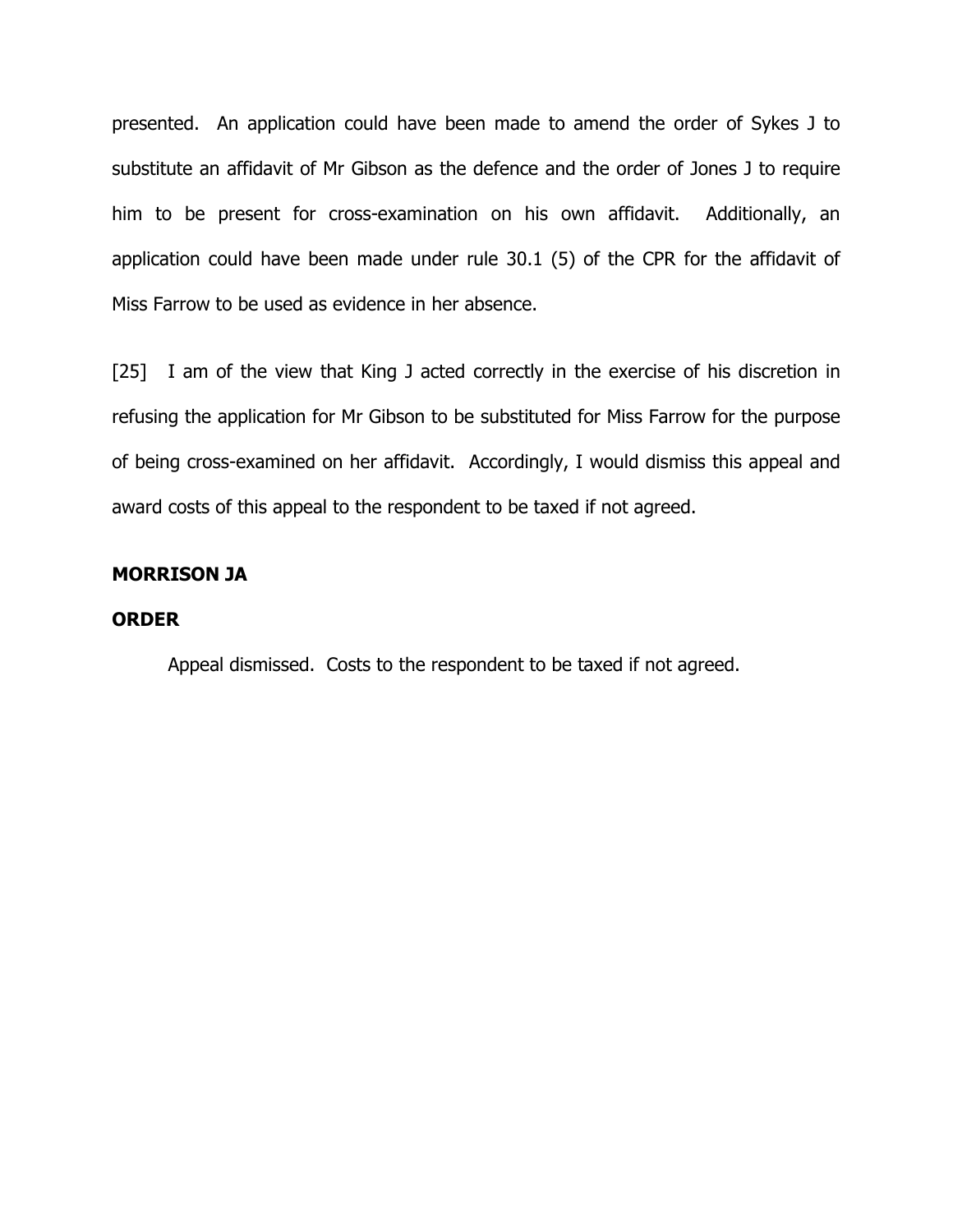presented. An application could have been made to amend the order of Sykes J to substitute an affidavit of Mr Gibson as the defence and the order of Jones J to require him to be present for cross-examination on his own affidavit. Additionally, an application could have been made under rule 30.1 (5) of the CPR for the affidavit of Miss Farrow to be used as evidence in her absence.

[25] I am of the view that King J acted correctly in the exercise of his discretion in refusing the application for Mr Gibson to be substituted for Miss Farrow for the purpose of being cross-examined on her affidavit. Accordingly, I would dismiss this appeal and award costs of this appeal to the respondent to be taxed if not agreed.

**MORRISON JA**

**ORDER**

Appeal dismissed. Costs to the respondent to be taxed if not agreed.